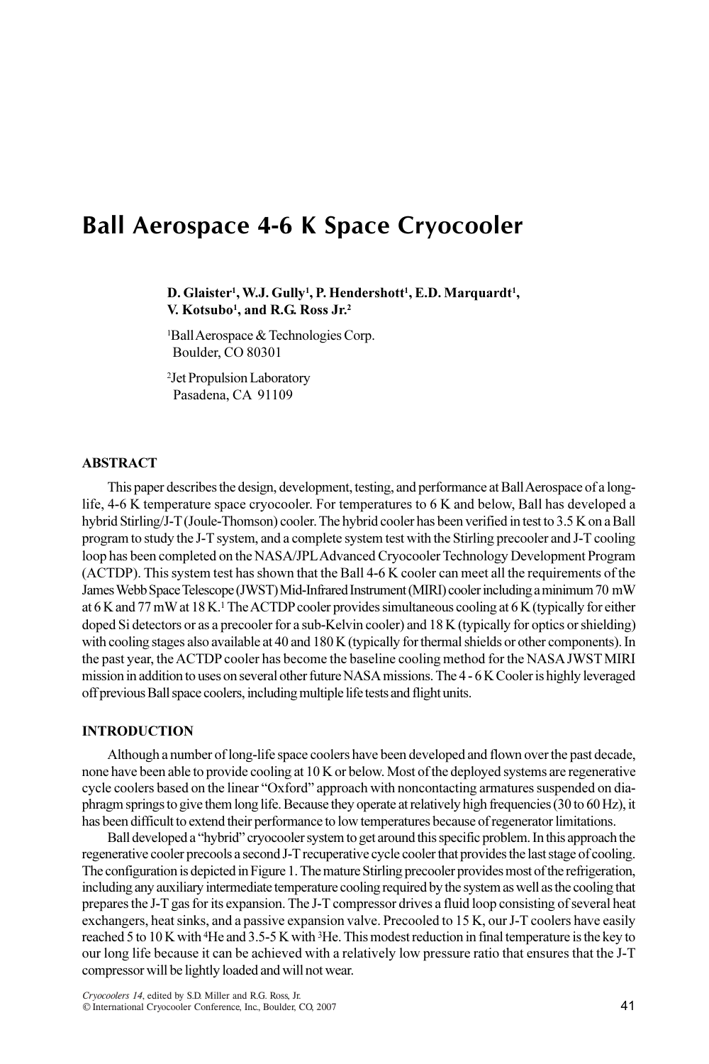# Ball Aerospace 4-6 K Space Cryocooler

**D. Glaister[1], W.J. Gully[1], P. Hendershott[1], E.D. Marquardt[1], V. Kotsubo[1], and R.G. Ross Jr.[2]**

[1]Ball Aerospace & Technologies Corp.
Boulder, CO 80301

[2]Jet Propulsion Laboratory
Pasadena, CA 91109

## ABSTRACT

This paper describes the design, development, testing, and performance at Ball Aerospace of a long-life, 4-6 K temperature space cryocooler. For temperatures to 6 K and below, Ball has developed a hybrid Stirling/J-T (Joule-Thomson) cooler. The hybrid cooler has been verified in test to 3.5 K on a Ball program to study the J-T system, and a complete system test with the Stirling precooler and J-T cooling loop has been completed on the NASA/JPL Advanced Cryocooler Technology Development Program (ACTDP). This system test has shown that the Ball 4-6 K cooler can meet all the requirements of the James Webb Space Telescope (JWST) Mid-Infrared Instrument (MIRI) cooler including a minimum 70 mW at 6 K and 77 mW at 18 K.[1] The ACTDP cooler provides simultaneous cooling at 6 K (typically for either doped Si detectors or as a precooler for a sub-Kelvin cooler) and 18 K (typically for optics or shielding) with cooling stages also available at 40 and 180 K (typically for thermal shields or other components). In the past year, the ACTDP cooler has become the baseline cooling method for the NASA JWST MIRI mission in addition to uses on several other future NASA missions. The 4 - 6 K Cooler is highly leveraged off previous Ball space coolers, including multiple life tests and flight units.

## INTRODUCTION

Although a number of long-life space coolers have been developed and flown over the past decade, none have been able to provide cooling at 10 K or below. Most of the deployed systems are regenerative cycle coolers based on the linear "Oxford" approach with noncontacting armatures suspended on diaphragm springs to give them long life. Because they operate at relatively high frequencies (30 to 60 Hz), it has been difficult to extend their performance to low temperatures because of regenerator limitations.

Ball developed a "hybrid" cryocooler system to get around this specific problem. In this approach the regenerative cooler precools a second J-T recuperative cycle cooler that provides the last stage of cooling. The configuration is depicted in Figure 1. The mature Stirling precooler provides most of the refrigeration, including any auxiliary intermediate temperature cooling required by the system as well as the cooling that prepares the J-T gas for its expansion. The J-T compressor drives a fluid loop consisting of several heat exchangers, heat sinks, and a passive expansion valve. Precooled to 15 K, our J-T coolers have easily reached 5 to 10 K with $^4$He and 3.5-5 K with $^3$He. This modest reduction in final temperature is the key to our long life because it can be achieved with a relatively low pressure ratio that ensures that the J-T compressor will be lightly loaded and will not wear.

*Cryocoolers 14*, edited by S.D. Miller and R.G. Ross, Jr.
© International Cryocooler Conference, Inc., Boulder, CO, 2007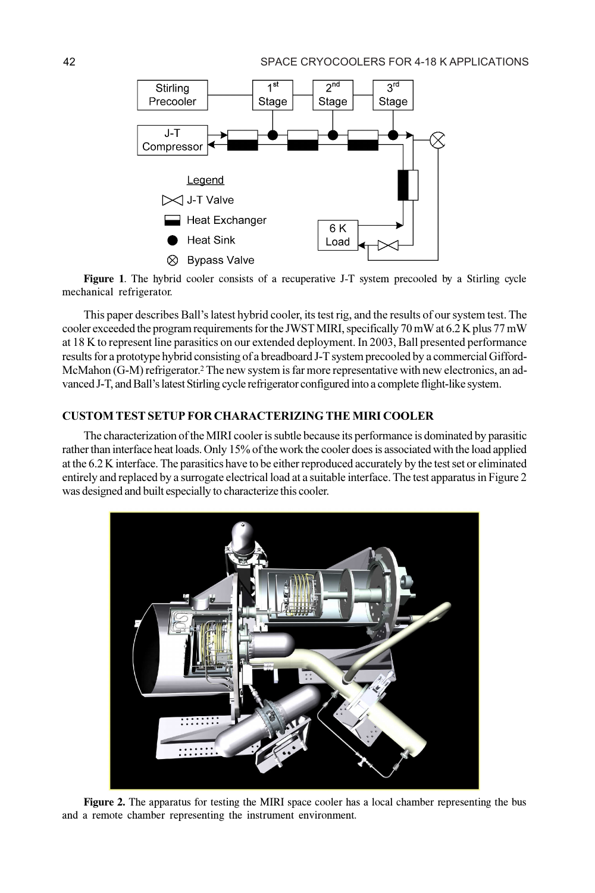**Figure 1**. The hybrid cooler consists of a recuperative J-T system precooled by a Stirling cycle mechanical refrigerator.

This paper describes Ball's latest hybrid cooler, its test rig, and the results of our system test. The cooler exceeded the program requirements for the JWST MIRI, specifically 70 mW at 6.2 K plus 77 mW at 18 K to represent line parasitics on our extended deployment. In 2003, Ball presented performance results for a prototype hybrid consisting of a breadboard J-T system precooled by a commercial Gifford-McMahon (G-M) refrigerator.[2] The new system is far more representative with new electronics, an advanced J-T, and Ball's latest Stirling cycle refrigerator configured into a complete flight-like system.

## CUSTOM TEST SETUP FOR CHARACTERIZING THE MIRI COOLER

The characterization of the MIRI cooler is subtle because its performance is dominated by parasitic rather than interface heat loads. Only 15% of the work the cooler does is associated with the load applied at the 6.2 K interface. The parasitics have to be either reproduced accurately by the test set or eliminated entirely and replaced by a surrogate electrical load at a suitable interface. The test apparatus in Figure 2 was designed and built especially to characterize this cooler.

**Figure 2.** The apparatus for testing the MIRI space cooler has a local chamber representing the bus and a remote chamber representing the instrument environment.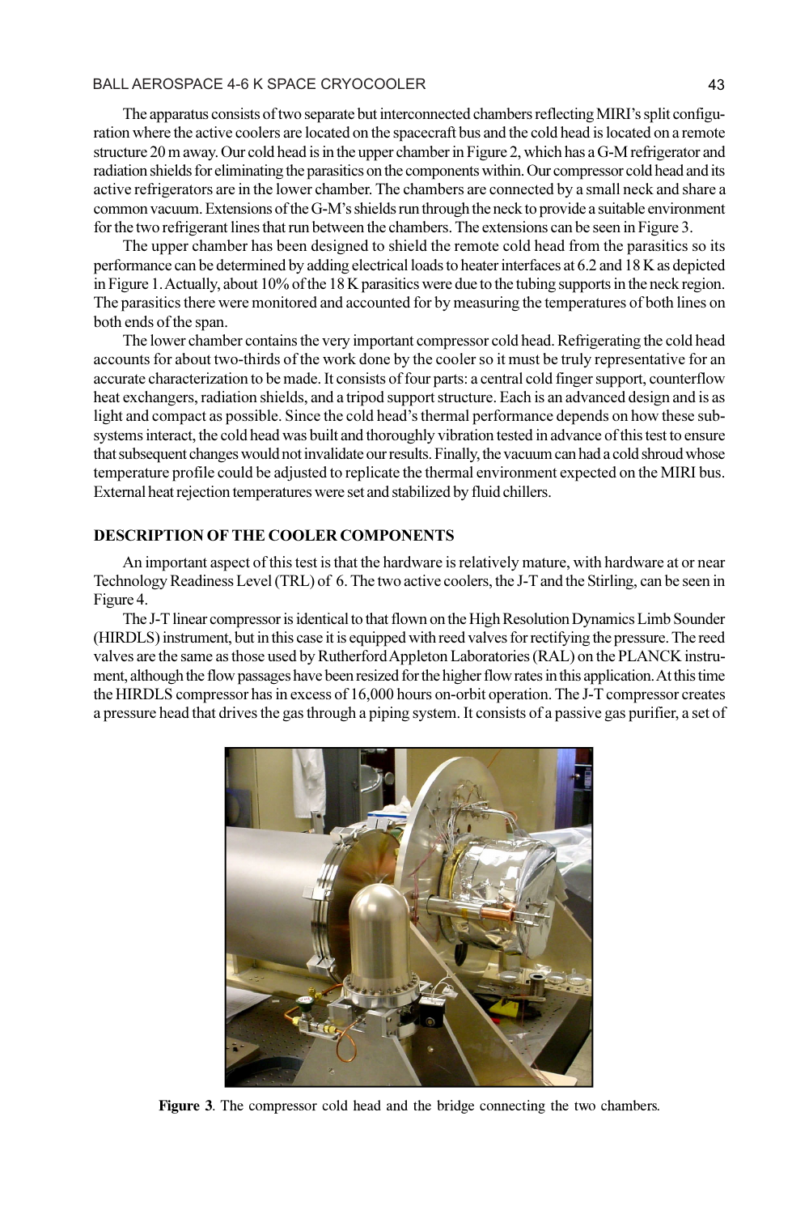The apparatus consists of two separate but interconnected chambers reflecting MIRI's split configuration where the active coolers are located on the spacecraft bus and the cold head is located on a remote structure 20 m away. Our cold head is in the upper chamber in Figure 2, which has a G-M refrigerator and radiation shields for eliminating the parasitics on the components within. Our compressor cold head and its active refrigerators are in the lower chamber. The chambers are connected by a small neck and share a common vacuum. Extensions of the G-M's shields run through the neck to provide a suitable environment for the two refrigerant lines that run between the chambers. The extensions can be seen in Figure 3.

The upper chamber has been designed to shield the remote cold head from the parasitics so its performance can be determined by adding electrical loads to heater interfaces at 6.2 and 18 K as depicted in Figure 1. Actually, about 10% of the 18 K parasitics were due to the tubing supports in the neck region. The parasitics there were monitored and accounted for by measuring the temperatures of both lines on both ends of the span.

The lower chamber contains the very important compressor cold head. Refrigerating the cold head accounts for about two-thirds of the work done by the cooler so it must be truly representative for an accurate characterization to be made. It consists of four parts: a central cold finger support, counterflow heat exchangers, radiation shields, and a tripod support structure. Each is an advanced design and is as light and compact as possible. Since the cold head's thermal performance depends on how these subsystems interact, the cold head was built and thoroughly vibration tested in advance of this test to ensure that subsequent changes would not invalidate our results. Finally, the vacuum can had a cold shroud whose temperature profile could be adjusted to replicate the thermal environment expected on the MIRI bus. External heat rejection temperatures were set and stabilized by fluid chillers.

## DESCRIPTION OF THE COOLER COMPONENTS

An important aspect of this test is that the hardware is relatively mature, with hardware at or near Technology Readiness Level (TRL) of 6. The two active coolers, the J-T and the Stirling, can be seen in Figure 4.

The J-T linear compressor is identical to that flown on the High Resolution Dynamics Limb Sounder (HIRDLS) instrument, but in this case it is equipped with reed valves for rectifying the pressure. The reed valves are the same as those used by Rutherford Appleton Laboratories (RAL) on the PLANCK instrument, although the flow passages have been resized for the higher flow rates in this application. At this time the HIRDLS compressor has in excess of 16,000 hours on-orbit operation. The J-T compressor creates a pressure head that drives the gas through a piping system. It consists of a passive gas purifier, a set of

**Figure 3**. The compressor cold head and the bridge connecting the two chambers.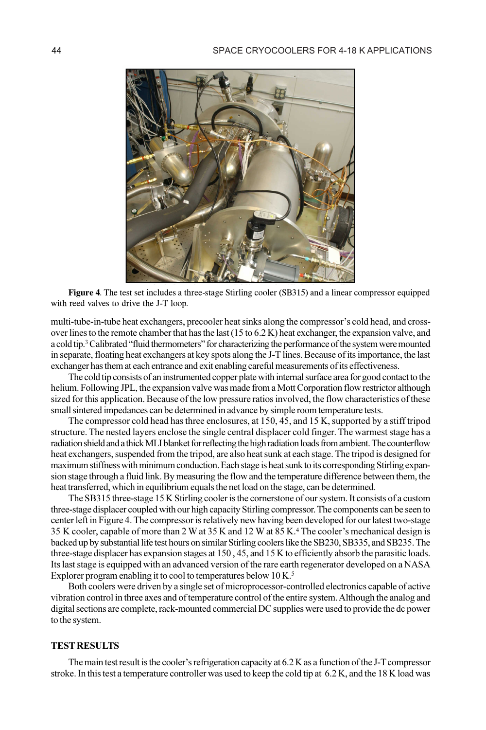**Figure 4**. The test set includes a three-stage Stirling cooler (SB315) and a linear compressor equipped with reed valves to drive the J-T loop.

multi-tube-in-tube heat exchangers, precooler heat sinks along the compressor's cold head, and crossover lines to the remote chamber that has the last (15 to 6.2 K) heat exchanger, the expansion valve, and a cold tip.[3] Calibrated "fluid thermometers" for characterizing the performance of the system were mounted in separate, floating heat exchangers at key spots along the J-T lines. Because of its importance, the last exchanger has them at each entrance and exit enabling careful measurements of its effectiveness.

The cold tip consists of an instrumented copper plate with internal surface area for good contact to the helium. Following JPL, the expansion valve was made from a Mott Corporation flow restrictor although sized for this application. Because of the low pressure ratios involved, the flow characteristics of these small sintered impedances can be determined in advance by simple room temperature tests.

The compressor cold head has three enclosures, at 150, 45, and 15 K, supported by a stiff tripod structure. The nested layers enclose the single central displacer cold finger. The warmest stage has a radiation shield and a thick MLI blanket for reflecting the high radiation loads from ambient. The counterflow heat exchangers, suspended from the tripod, are also heat sunk at each stage. The tripod is designed for maximum stiffness with minimum conduction. Each stage is heat sunk to its corresponding Stirling expansion stage through a fluid link. By measuring the flow and the temperature difference between them, the heat transferred, which in equilibrium equals the net load on the stage, can be determined.

The SB315 three-stage 15 K Stirling cooler is the cornerstone of our system. It consists of a custom three-stage displacer coupled with our high capacity Stirling compressor. The components can be seen to center left in Figure 4. The compressor is relatively new having been developed for our latest two-stage 35 K cooler, capable of more than 2 W at 35 K and 12 W at 85 K.[4] The cooler's mechanical design is backed up by substantial life test hours on similar Stirling coolers like the SB230, SB335, and SB235. The three-stage displacer has expansion stages at 150 , 45, and 15 K to efficiently absorb the parasitic loads. Its last stage is equipped with an advanced version of the rare earth regenerator developed on a NASA Explorer program enabling it to cool to temperatures below 10 K.[5]

Both coolers were driven by a single set of microprocessor-controlled electronics capable of active vibration control in three axes and of temperature control of the entire system. Although the analog and digital sections are complete, rack-mounted commercial DC supplies were used to provide the dc power to the system.

## TEST RESULTS

The main test result is the cooler's refrigeration capacity at 6.2 K as a function of the J-T compressor stroke. In this test a temperature controller was used to keep the cold tip at 6.2 K, and the 18 K load was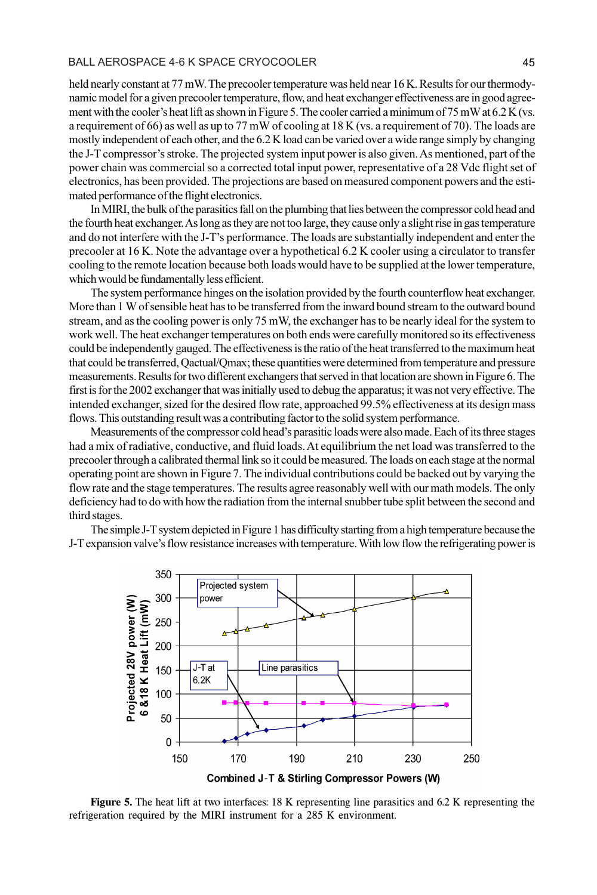held nearly constant at 77 mW. The precooler temperature was held near 16 K. Results for our thermodynamic model for a given precooler temperature, flow, and heat exchanger effectiveness are in good agreement with the cooler's heat lift as shown in Figure 5. The cooler carried a minimum of 75 mW at 6.2 K (vs. a requirement of 66) as well as up to 77 mW of cooling at 18 K (vs. a requirement of 70). The loads are mostly independent of each other, and the 6.2 K load can be varied over a wide range simply by changing the J-T compressor's stroke. The projected system input power is also given. As mentioned, part of the power chain was commercial so a corrected total input power, representative of a 28 Vdc flight set of electronics, has been provided. The projections are based on measured component powers and the estimated performance of the flight electronics.

In MIRI, the bulk of the parasitics fall on the plumbing that lies between the compressor cold head and the fourth heat exchanger. As long as they are not too large, they cause only a slight rise in gas temperature and do not interfere with the J-T's performance. The loads are substantially independent and enter the precooler at 16 K. Note the advantage over a hypothetical 6.2 K cooler using a circulator to transfer cooling to the remote location because both loads would have to be supplied at the lower temperature, which would be fundamentally less efficient.

The system performance hinges on the isolation provided by the fourth counterflow heat exchanger. More than 1 W of sensible heat has to be transferred from the inward bound stream to the outward bound stream, and as the cooling power is only 75 mW, the exchanger has to be nearly ideal for the system to work well. The heat exchanger temperatures on both ends were carefully monitored so its effectiveness could be independently gauged. The effectiveness is the ratio of the heat transferred to the maximum heat that could be transferred, Qactual/Qmax; these quantities were determined from temperature and pressure measurements. Results for two different exchangers that served in that location are shown in Figure 6. The first is for the 2002 exchanger that was initially used to debug the apparatus; it was not very effective. The intended exchanger, sized for the desired flow rate, approached 99.5% effectiveness at its design mass flows. This outstanding result was a contributing factor to the solid system performance.

Measurements of the compressor cold head's parasitic loads were also made. Each of its three stages had a mix of radiative, conductive, and fluid loads. At equilibrium the net load was transferred to the precooler through a calibrated thermal link so it could be measured. The loads on each stage at the normal operating point are shown in Figure 7. The individual contributions could be backed out by varying the flow rate and the stage temperatures. The results agree reasonably well with our math models. The only deficiency had to do with how the radiation from the internal snubber tube split between the second and third stages.

The simple J-T system depicted in Figure 1 has difficulty starting from a high temperature because the J-T expansion valve's flow resistance increases with temperature. With low flow the refrigerating power is

**Figure 5.** The heat lift at two interfaces: 18 K representing line parasitics and 6.2 K representing the refrigeration required by the MIRI instrument for a 285 K environment.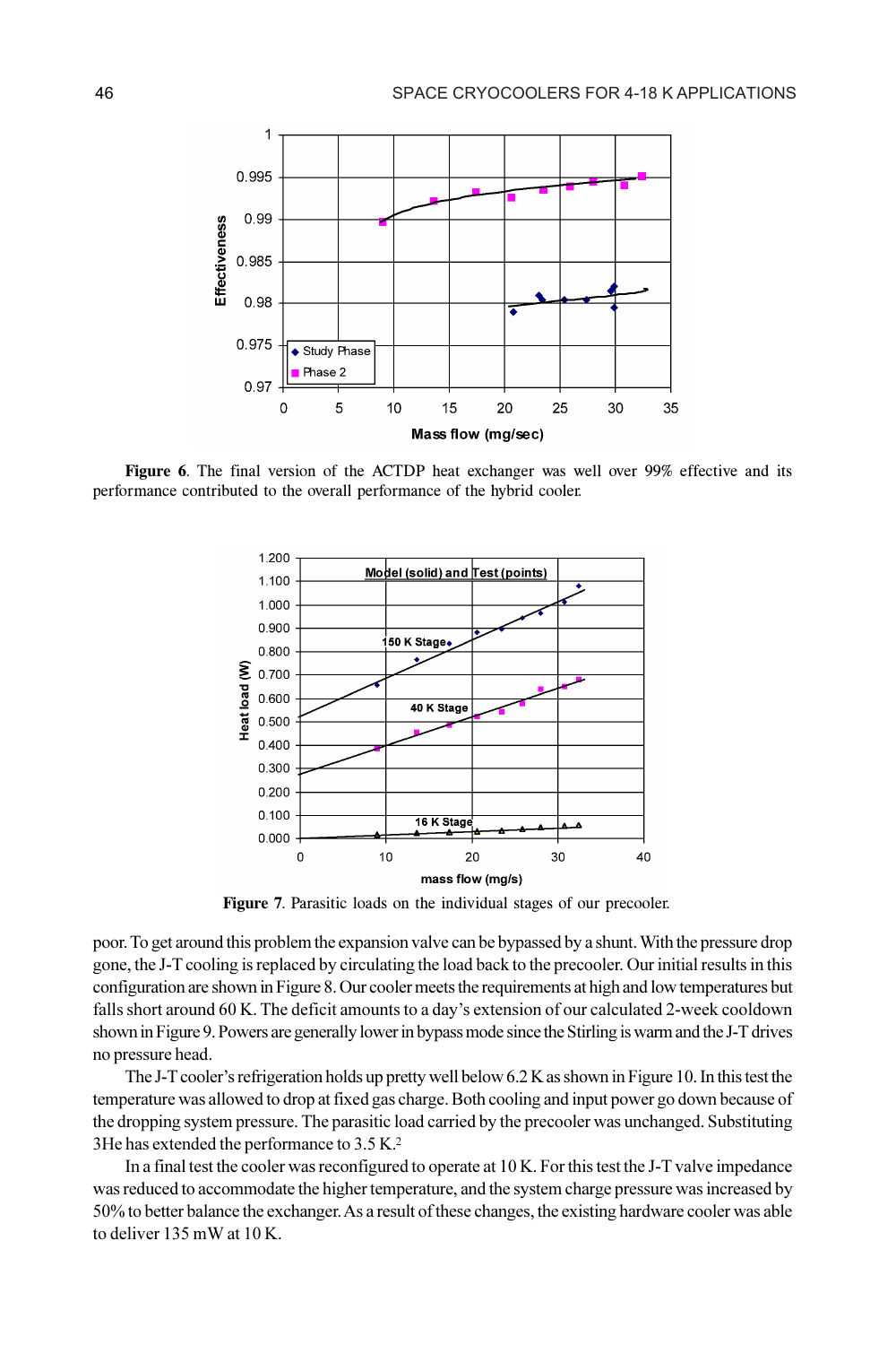**Figure 6**. The final version of the ACTDP heat exchanger was well over 99% effective and its performance contributed to the overall performance of the hybrid cooler.

**Figure 7**. Parasitic loads on the individual stages of our precooler.

poor. To get around this problem the expansion valve can be bypassed by a shunt. With the pressure drop gone, the J-T cooling is replaced by circulating the load back to the precooler. Our initial results in this configuration are shown in Figure 8. Our cooler meets the requirements at high and low temperatures but falls short around 60 K. The deficit amounts to a day's extension of our calculated 2-week cooldown shown in Figure 9. Powers are generally lower in bypass mode since the Stirling is warm and the J-T drives no pressure head.

The J-T cooler's refrigeration holds up pretty well below 6.2 K as shown in Figure 10. In this test the temperature was allowed to drop at fixed gas charge. Both cooling and input power go down because of the dropping system pressure. The parasitic load carried by the precooler was unchanged. Substituting 3He has extended the performance to 3.5 K.[2]

In a final test the cooler was reconfigured to operate at 10 K. For this test the J-T valve impedance was reduced to accommodate the higher temperature, and the system charge pressure was increased by 50% to better balance the exchanger. As a result of these changes, the existing hardware cooler was able to deliver 135 mW at 10 K.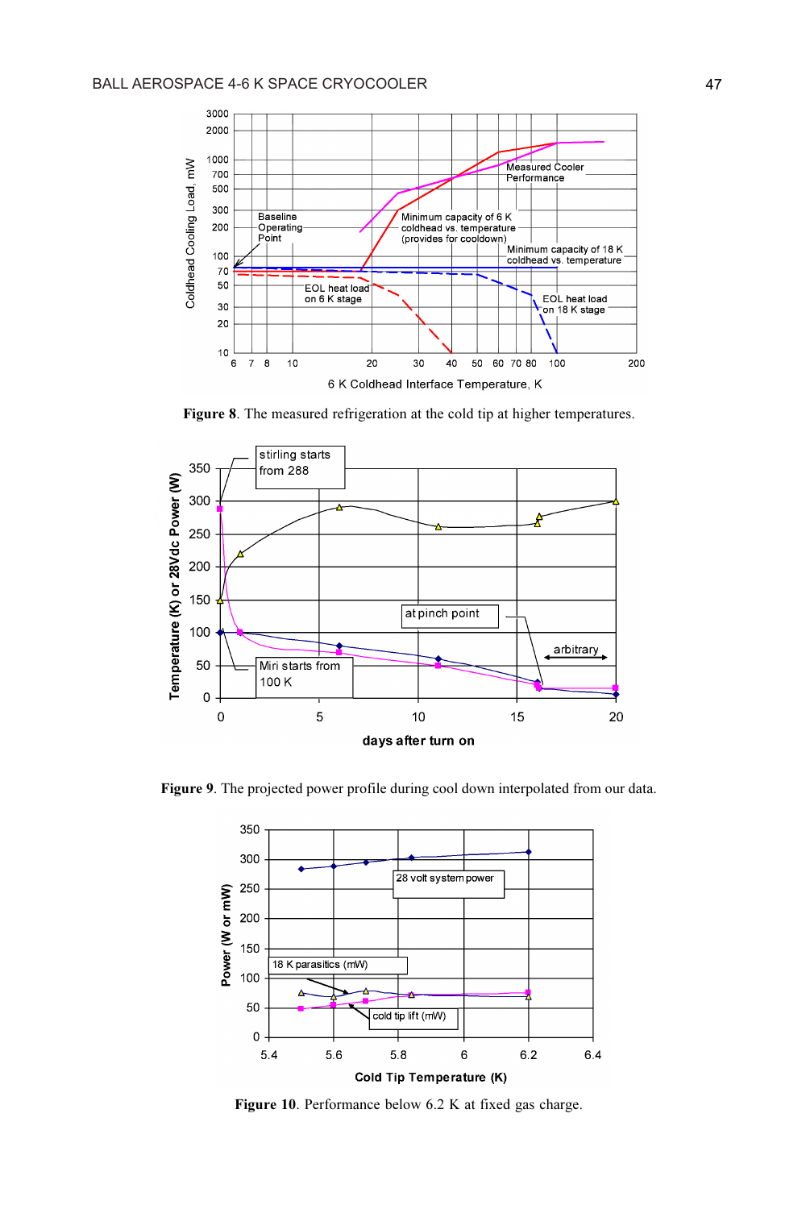**Figure 8**. The measured refrigeration at the cold tip at higher temperatures.

**Figure 9**. The projected power profile during cool down interpolated from our data.

**Figure 10**. Performance below 6.2 K at fixed gas charge.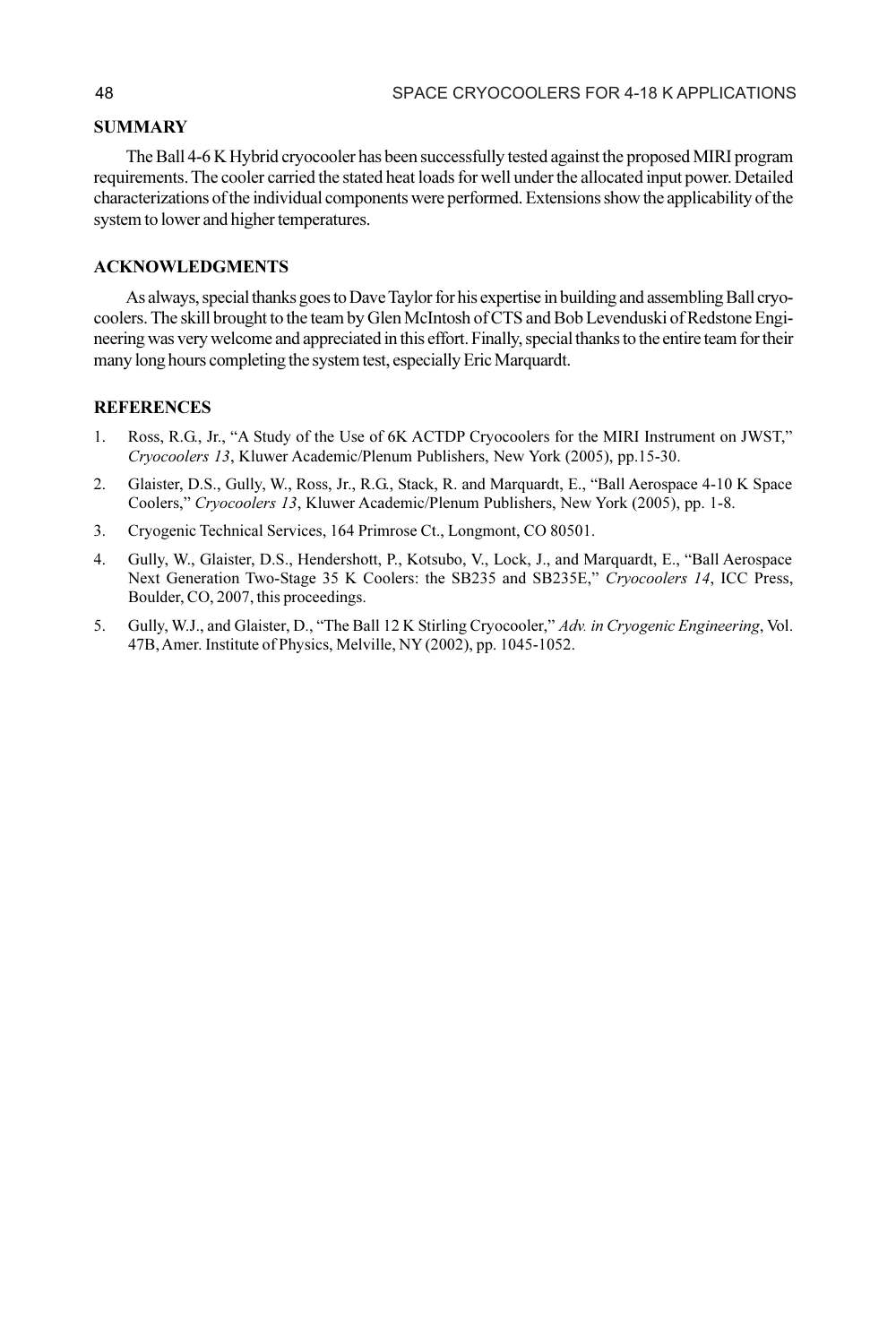## SUMMARY

The Ball 4-6 K Hybrid cryocooler has been successfully tested against the proposed MIRI program requirements. The cooler carried the stated heat loads for well under the allocated input power. Detailed characterizations of the individual components were performed. Extensions show the applicability of the system to lower and higher temperatures.

## ACKNOWLEDGMENTS

As always, special thanks goes to Dave Taylor for his expertise in building and assembling Ball cryocoolers. The skill brought to the team by Glen McIntosh of CTS and Bob Levenduski of Redstone Engineering was very welcome and appreciated in this effort. Finally, special thanks to the entire team for their many long hours completing the system test, especially Eric Marquardt.

## REFERENCES

1. Ross, R.G., Jr., "A Study of the Use of 6K ACTDP Cryocoolers for the MIRI Instrument on JWST," *Cryocoolers 13*, Kluwer Academic/Plenum Publishers, New York (2005), pp.15-30.
2. Glaister, D.S., Gully, W., Ross, Jr., R.G., Stack, R. and Marquardt, E., "Ball Aerospace 4-10 K Space Coolers," *Cryocoolers 13*, Kluwer Academic/Plenum Publishers, New York (2005), pp. 1-8.
3. Cryogenic Technical Services, 164 Primrose Ct., Longmont, CO 80501.
4. Gully, W., Glaister, D.S., Hendershott, P., Kotsubo, V., Lock, J., and Marquardt, E., "Ball Aerospace Next Generation Two-Stage 35 K Coolers: the SB235 and SB235E," *Cryocoolers 14*, ICC Press, Boulder, CO, 2007, this proceedings.
5. Gully, W.J., and Glaister, D., "The Ball 12 K Stirling Cryocooler," *Adv. in Cryogenic Engineering*, Vol. 47B, Amer. Institute of Physics, Melville, NY (2002), pp. 1045-1052.